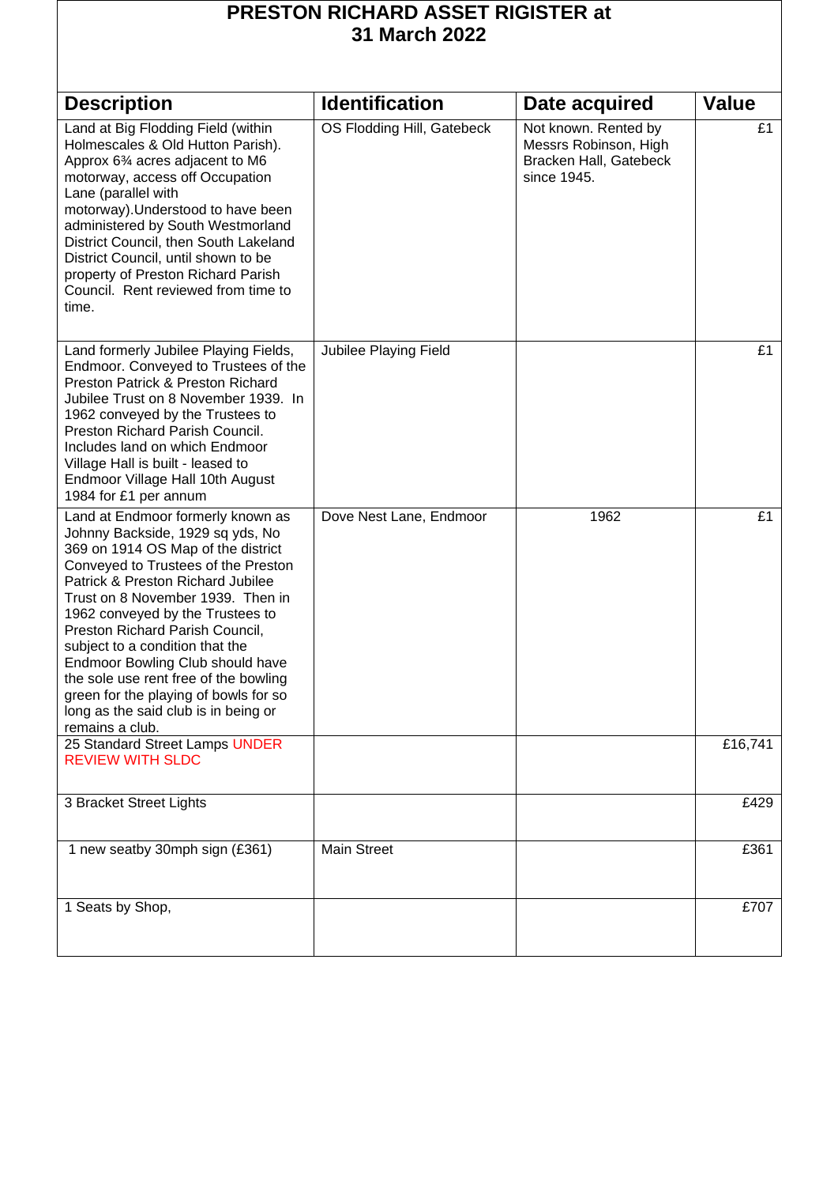# PRESTON RICHARD ASSET RIGISTER at 31 March 2022

| Description | Identification | Date acquired | Value |
|---|---|---|---|
| Land at Big Flodding Field (within Holmescales & Old Hutton Parish). Approx 6¾ acres adjacent to M6 motorway, access off Occupation Lane (parallel with motorway).Understood to have been administered by South Westmorland District Council, then South Lakeland District Council, until shown to be property of Preston Richard Parish Council. Rent reviewed from time to time. | OS Flodding Hill, Gatebeck | Not known. Rented by Messrs Robinson, High Bracken Hall, Gatebeck since 1945. | £1 |
| Land formerly Jubilee Playing Fields, Endmoor. Conveyed to Trustees of the Preston Patrick & Preston Richard Jubilee Trust on 8 November 1939. In 1962 conveyed by the Trustees to Preston Richard Parish Council. Includes land on which Endmoor Village Hall is built - leased to Endmoor Village Hall 10th August 1984 for £1 per annum | Jubilee Playing Field | | £1 |
| Land at Endmoor formerly known as Johnny Backside, 1929 sq yds, No 369 on 1914 OS Map of the district Conveyed to Trustees of the Preston Patrick & Preston Richard Jubilee Trust on 8 November 1939. Then in 1962 conveyed by the Trustees to Preston Richard Parish Council, subject to a condition that the Endmoor Bowling Club should have the sole use rent free of the bowling green for the playing of bowls for so long as the said club is in being or remains a club. | Dove Nest Lane, Endmoor | 1962 | £1 |
| 25 Standard Street Lamps UNDER REVIEW WITH SLDC | | | £16,741 |
| 3 Bracket Street Lights | | | £429 |
| 1 new seatby 30mph sign (£361) | Main Street | | £361 |
| 1 Seats by Shop, | | | £707 |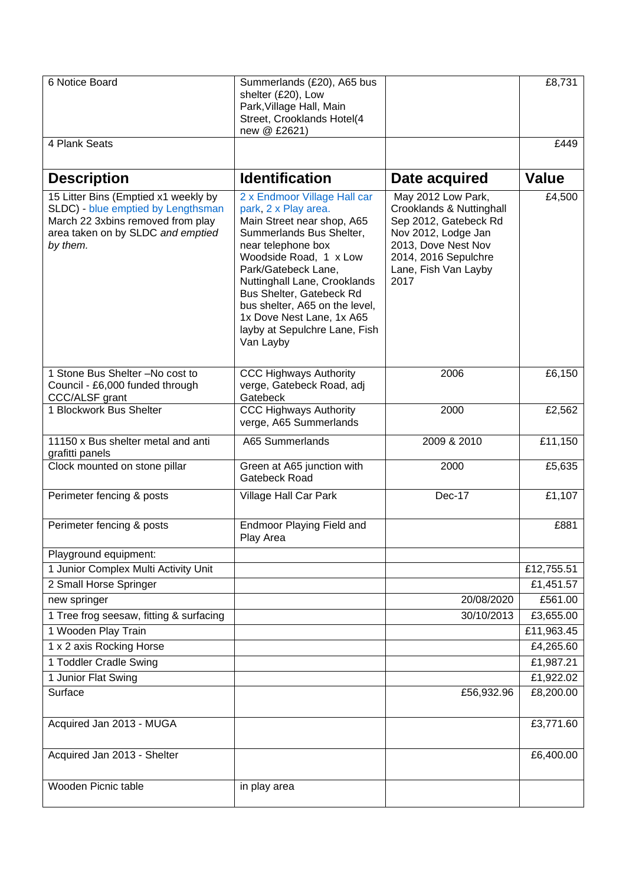| 6 Notice Board | Summerlands (£20), A65 bus shelter (£20), Low Park,Village Hall, Main Street, Crooklands Hotel(4 new @ £2621) | | £8,731 |
|---|---|---|---|
| 4 Plank Seats | | | £449 |
| **Description** | **Identification** | **Date acquired** | **Value** |
| 15 Litter Bins (Emptied x1 weekly by SLDC) - blue emptied by Lengthsman March 22 3xbins removed from play area taken on by SLDC *and emptied by them.* | 2 x Endmoor Village Hall car park, 2 x Play area. Main Street near shop, A65 Summerlands Bus Shelter, near telephone box Woodside Road, 1 x Low Park/Gatebeck Lane, Nuttinghall Lane, Crooklands Bus Shelter, Gatebeck Rd bus shelter, A65 on the level, 1x Dove Nest Lane, 1x A65 layby at Sepulchre Lane, Fish Van Layby | May 2012 Low Park, Crooklands & Nuttinghall Sep 2012, Gatebeck Rd Nov 2012, Lodge Jan 2013, Dove Nest Nov 2014, 2016 Sepulchre Lane, Fish Van Layby 2017 | £4,500 |
| 1 Stone Bus Shelter –No cost to Council - £6,000 funded through CCC/ALSF grant | CCC Highways Authority verge, Gatebeck Road, adj Gatebeck | 2006 | £6,150 |
| 1 Blockwork Bus Shelter | CCC Highways Authority verge, A65 Summerlands | 2000 | £2,562 |
| 11150 x Bus shelter metal and anti grafitti panels | A65 Summerlands | 2009 & 2010 | £11,150 |
| Clock mounted on stone pillar | Green at A65 junction with Gatebeck Road | 2000 | £5,635 |
| Perimeter fencing & posts | Village Hall Car Park | Dec-17 | £1,107 |
| Perimeter fencing & posts | Endmoor Playing Field and Play Area | | £881 |
| Playground equipment: | | | |
| 1 Junior Complex Multi Activity Unit | | | £12,755.51 |
| 2 Small Horse Springer | | | £1,451.57 |
| new springer | | 20/08/2020 | £561.00 |
| 1 Tree frog seesaw, fitting & surfacing | | 30/10/2013 | £3,655.00 |
| 1 Wooden Play Train | | | £11,963.45 |
| 1 x 2 axis Rocking Horse | | | £4,265.60 |
| 1 Toddler Cradle Swing | | | £1,987.21 |
| 1 Junior Flat Swing | | | £1,922.02 |
| Surface | | £56,932.96 | £8,200.00 |
| Acquired Jan 2013 - MUGA | | | £3,771.60 |
| Acquired Jan 2013 - Shelter | | | £6,400.00 |
| Wooden Picnic table | in play area | | |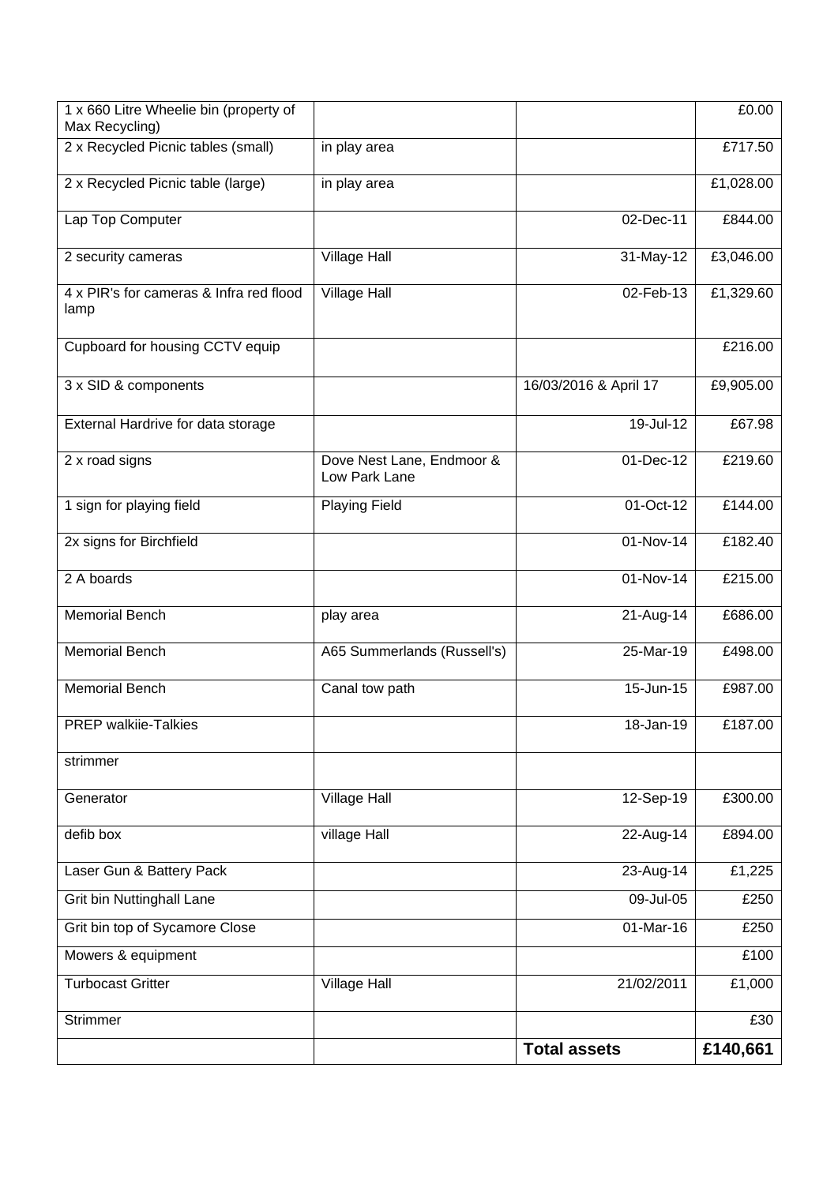| | | | |
|---|---|---|---|
| 1 x 660 Litre Wheelie bin (property of Max Recycling) | | | £0.00 |
| 2 x Recycled Picnic tables (small) | in play area | | £717.50 |
| 2 x Recycled Picnic table (large) | in play area | | £1,028.00 |
| Lap Top Computer | | 02-Dec-11 | £844.00 |
| 2 security cameras | Village Hall | 31-May-12 | £3,046.00 |
| 4 x PIR's for cameras & Infra red flood lamp | Village Hall | 02-Feb-13 | £1,329.60 |
| Cupboard for housing CCTV equip | | | £216.00 |
| 3 x SID & components | | 16/03/2016 & April 17 | £9,905.00 |
| External Hardrive for data storage | | 19-Jul-12 | £67.98 |
| 2 x road signs | Dove Nest Lane, Endmoor & Low Park Lane | 01-Dec-12 | £219.60 |
| 1 sign for playing field | Playing Field | 01-Oct-12 | £144.00 |
| 2x signs for Birchfield | | 01-Nov-14 | £182.40 |
| 2 A boards | | 01-Nov-14 | £215.00 |
| Memorial Bench | play area | 21-Aug-14 | £686.00 |
| Memorial Bench | A65 Summerlands (Russell's) | 25-Mar-19 | £498.00 |
| Memorial Bench | Canal tow path | 15-Jun-15 | £987.00 |
| PREP walkiie-Talkies | | 18-Jan-19 | £187.00 |
| strimmer | | | |
| Generator | Village Hall | 12-Sep-19 | £300.00 |
| defib box | village Hall | 22-Aug-14 | £894.00 |
| Laser Gun & Battery Pack | | 23-Aug-14 | £1,225 |
| Grit bin Nuttinghall Lane | | 09-Jul-05 | £250 |
| Grit bin top of Sycamore Close | | 01-Mar-16 | £250 |
| Mowers & equipment | | | £100 |
| Turbocast Gritter | Village Hall | 21/02/2011 | £1,000 |
| Strimmer | | | £30 |
| | | **Total assets** | **£140,661** |